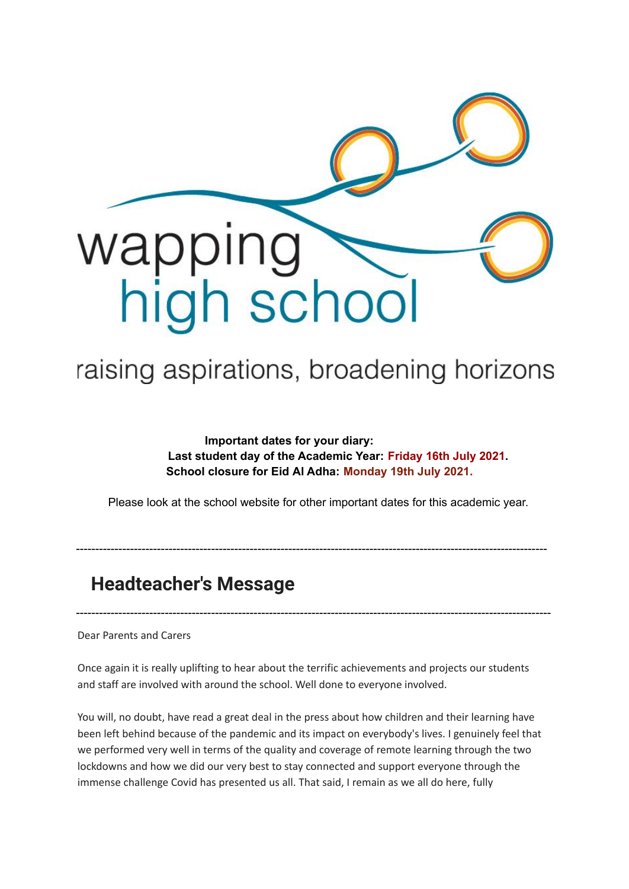wapping
high school

raising aspirations, broadening horizons

**Important dates for your diary:**
**Last student day of the Academic Year: Friday 16th July 2021.**
**School closure for Eid Al Adha: Monday 19th July 2021.**

Please look at the school website for other important dates for this academic year.

---

## Headteacher's Message

---

Dear Parents and Carers

Once again it is really uplifting to hear about the terrific achievements and projects our students and staff are involved with around the school. Well done to everyone involved.

You will, no doubt, have read a great deal in the press about how children and their learning have been left behind because of the pandemic and its impact on everybody's lives. I genuinely feel that we performed very well in terms of the quality and coverage of remote learning through the two lockdowns and how we did our very best to stay connected and support everyone through the immense challenge Covid has presented us all. That said, I remain as we all do here, fully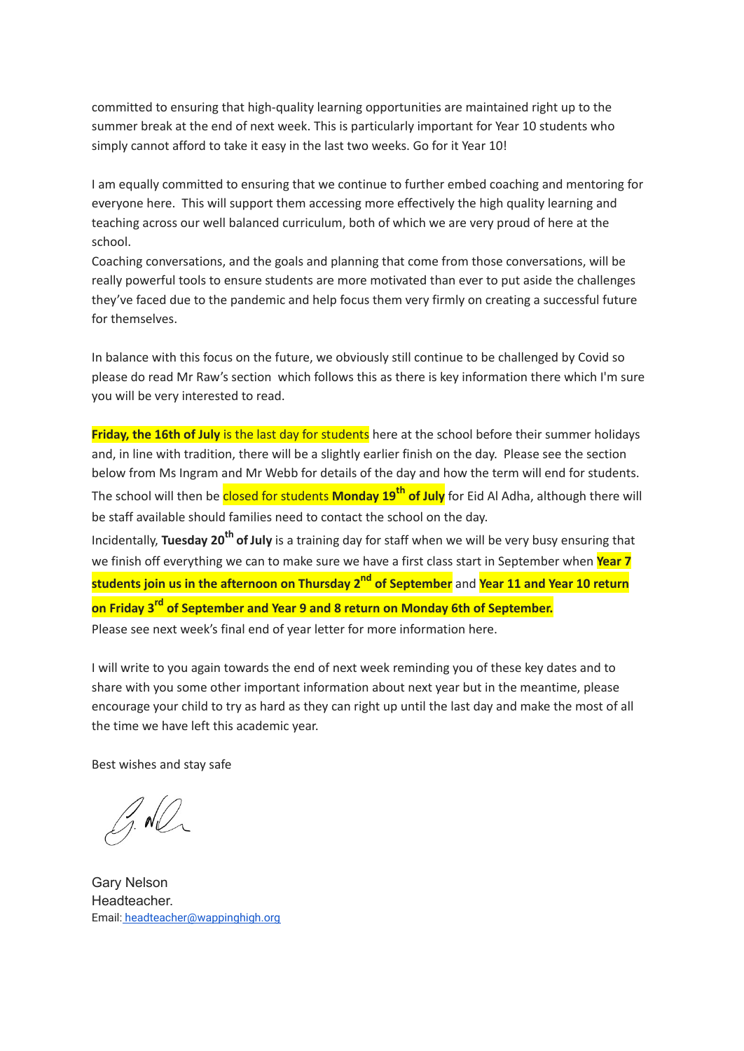committed to ensuring that high-quality learning opportunities are maintained right up to the summer break at the end of next week. This is particularly important for Year 10 students who simply cannot afford to take it easy in the last two weeks. Go for it Year 10!

I am equally committed to ensuring that we continue to further embed coaching and mentoring for everyone here. This will support them accessing more effectively the high quality learning and teaching across our well balanced curriculum, both of which we are very proud of here at the school.
Coaching conversations, and the goals and planning that come from those conversations, will be really powerful tools to ensure students are more motivated than ever to put aside the challenges they've faced due to the pandemic and help focus them very firmly on creating a successful future for themselves.

In balance with this focus on the future, we obviously still continue to be challenged by Covid so please do read Mr Raw's section which follows this as there is key information there which I'm sure you will be very interested to read.

**Friday, the 16th of July** is the last day for students here at the school before their summer holidays and, in line with tradition, there will be a slightly earlier finish on the day. Please see the section below from Ms Ingram and Mr Webb for details of the day and how the term will end for students. The school will then be closed for students **Monday 19th of July** for Eid Al Adha, although there will be staff available should families need to contact the school on the day.
Incidentally, **Tuesday 20th of July** is a training day for staff when we will be very busy ensuring that we finish off everything we can to make sure we have a first class start in September when **Year 7 students join us in the afternoon on Thursday 2nd of September** and **Year 11 and Year 10 return on Friday 3rd of September and Year 9 and 8 return on Monday 6th of September.**
Please see next week's final end of year letter for more information here.

I will write to you again towards the end of next week reminding you of these key dates and to share with you some other important information about next year but in the meantime, please encourage your child to try as hard as they can right up until the last day and make the most of all the time we have left this academic year.

Best wishes and stay safe

Gary Nelson
Headteacher.
Email: headteacher@wappinghigh.org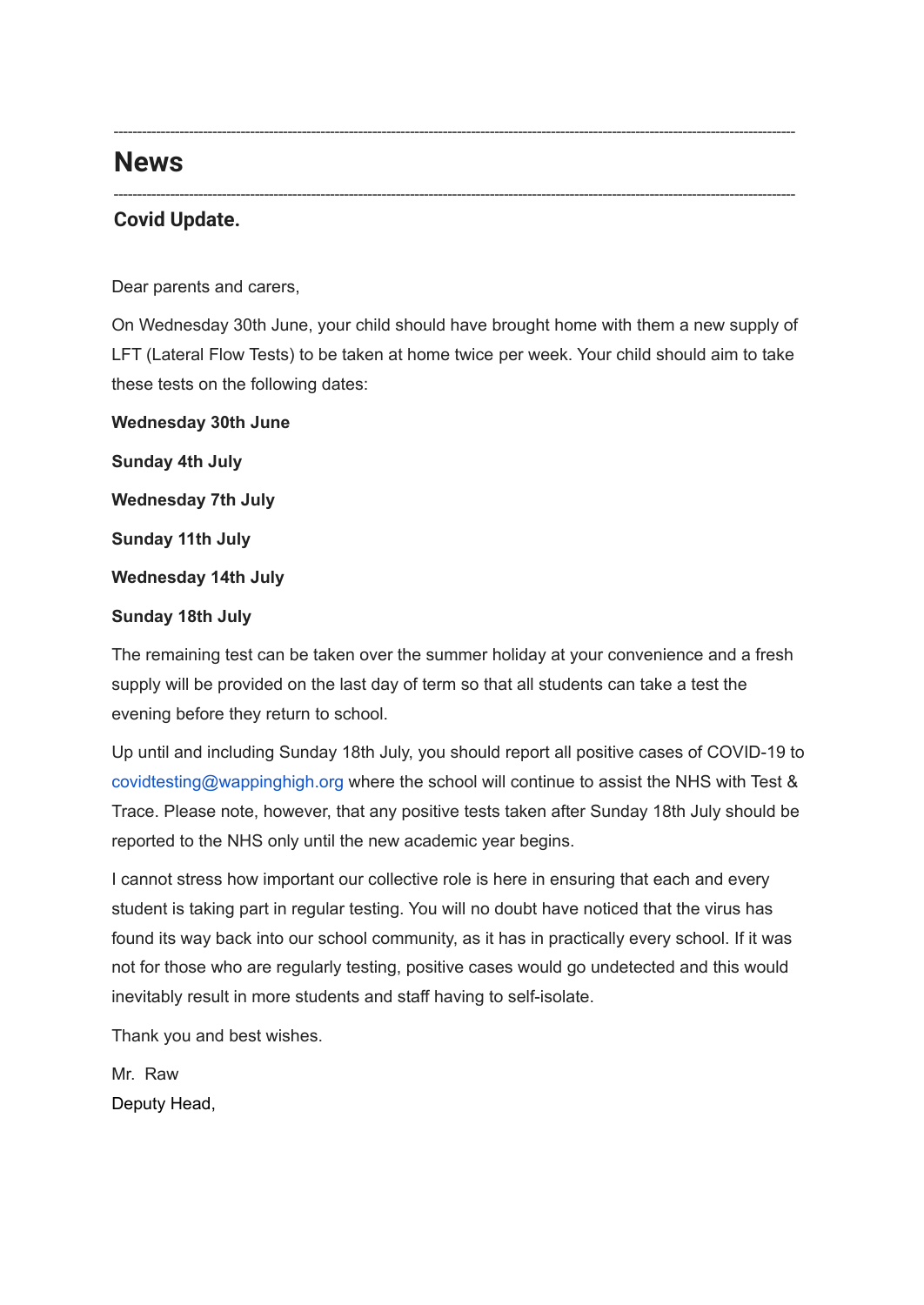---

# News

---

## Covid Update.

Dear parents and carers,

On Wednesday 30th June, your child should have brought home with them a new supply of LFT (Lateral Flow Tests) to be taken at home twice per week. Your child should aim to take these tests on the following dates:

**Wednesday 30th June**

**Sunday 4th July**

**Wednesday 7th July**

**Sunday 11th July**

**Wednesday 14th July**

**Sunday 18th July**

The remaining test can be taken over the summer holiday at your convenience and a fresh supply will be provided on the last day of term so that all students can take a test the evening before they return to school.

Up until and including Sunday 18th July, you should report all positive cases of COVID-19 to covidtesting@wappinghigh.org where the school will continue to assist the NHS with Test & Trace. Please note, however, that any positive tests taken after Sunday 18th July should be reported to the NHS only until the new academic year begins.

I cannot stress how important our collective role is here in ensuring that each and every student is taking part in regular testing. You will no doubt have noticed that the virus has found its way back into our school community, as it has in practically every school. If it was not for those who are regularly testing, positive cases would go undetected and this would inevitably result in more students and staff having to self-isolate.

Thank you and best wishes.

Mr. Raw
Deputy Head,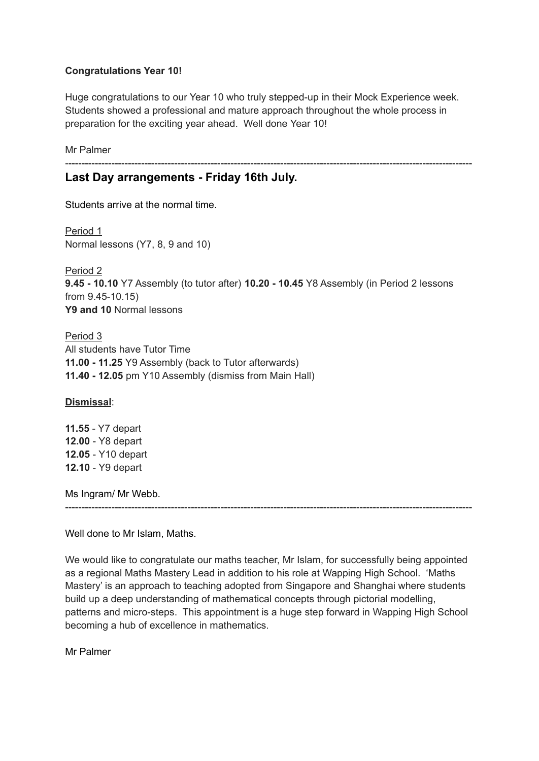**Congratulations Year 10!**

Huge congratulations to our Year 10 who truly stepped-up in their Mock Experience week. Students showed a professional and mature approach throughout the whole process in preparation for the exciting year ahead. Well done Year 10!

Mr Palmer

---

## Last Day arrangements - Friday 16th July.

Students arrive at the normal time.

Period 1
Normal lessons (Y7, 8, 9 and 10)

Period 2
**9.45 - 10.10** Y7 Assembly (to tutor after) **10.20 - 10.45** Y8 Assembly (in Period 2 lessons from 9.45-10.15)
**Y9 and 10** Normal lessons

Period 3
All students have Tutor Time
**11.00 - 11.25** Y9 Assembly (back to Tutor afterwards)
**11.40 - 12.05** pm Y10 Assembly (dismiss from Main Hall)

**Dismissal**:

**11.55** - Y7 depart
**12.00** - Y8 depart
**12.05** - Y10 depart
**12.10** - Y9 depart

Ms Ingram/ Mr Webb.

---

Well done to Mr Islam, Maths.

We would like to congratulate our maths teacher, Mr Islam, for successfully being appointed as a regional Maths Mastery Lead in addition to his role at Wapping High School. 'Maths Mastery' is an approach to teaching adopted from Singapore and Shanghai where students build up a deep understanding of mathematical concepts through pictorial modelling, patterns and micro-steps. This appointment is a huge step forward in Wapping High School becoming a hub of excellence in mathematics.

Mr Palmer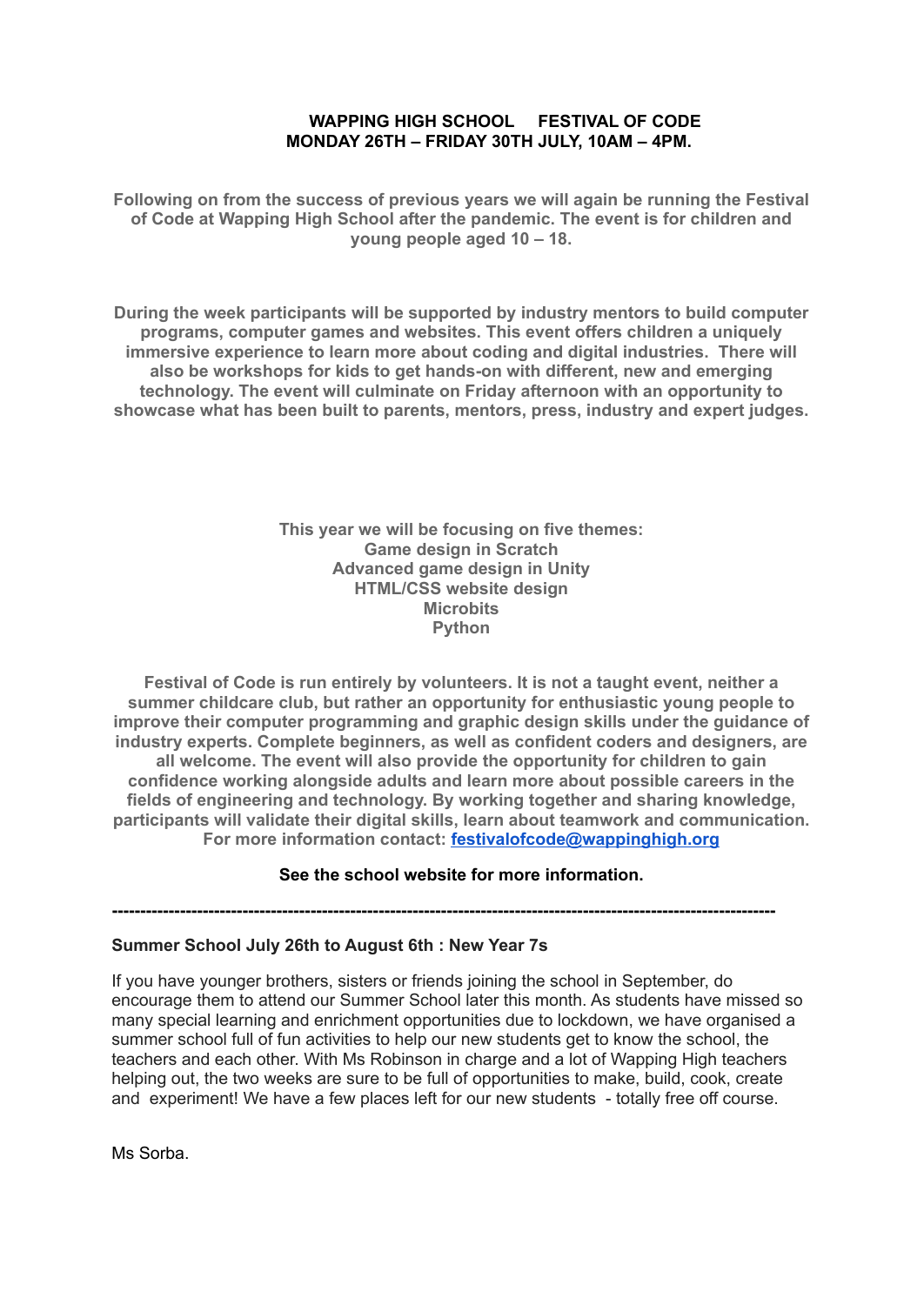**WAPPING HIGH SCHOOL FESTIVAL OF CODE**
**MONDAY 26TH – FRIDAY 30TH JULY, 10AM – 4PM.**

**Following on from the success of previous years we will again be running the Festival of Code at Wapping High School after the pandemic. The event is for children and young people aged 10 – 18.**

**During the week participants will be supported by industry mentors to build computer programs, computer games and websites. This event offers children a uniquely immersive experience to learn more about coding and digital industries. There will also be workshops for kids to get hands-on with different, new and emerging technology. The event will culminate on Friday afternoon with an opportunity to showcase what has been built to parents, mentors, press, industry and expert judges.**

**This year we will be focusing on five themes:**
**Game design in Scratch**
**Advanced game design in Unity**
**HTML/CSS website design**
**Microbits**
**Python**

**Festival of Code is run entirely by volunteers. It is not a taught event, neither a summer childcare club, but rather an opportunity for enthusiastic young people to improve their computer programming and graphic design skills under the guidance of industry experts. Complete beginners, as well as confident coders and designers, are all welcome. The event will also provide the opportunity for children to gain confidence working alongside adults and learn more about possible careers in the fields of engineering and technology. By working together and sharing knowledge, participants will validate their digital skills, learn about teamwork and communication. For more information contact: [festivalofcode@wappinghigh.org](mailto:festivalofcode@wappinghigh.org)**

**See the school website for more information.**

---

**Summer School July 26th to August 6th : New Year 7s**

If you have younger brothers, sisters or friends joining the school in September, do encourage them to attend our Summer School later this month. As students have missed so many special learning and enrichment opportunities due to lockdown, we have organised a summer school full of fun activities to help our new students get to know the school, the teachers and each other. With Ms Robinson in charge and a lot of Wapping High teachers helping out, the two weeks are sure to be full of opportunities to make, build, cook, create and experiment! We have a few places left for our new students - totally free off course.

Ms Sorba.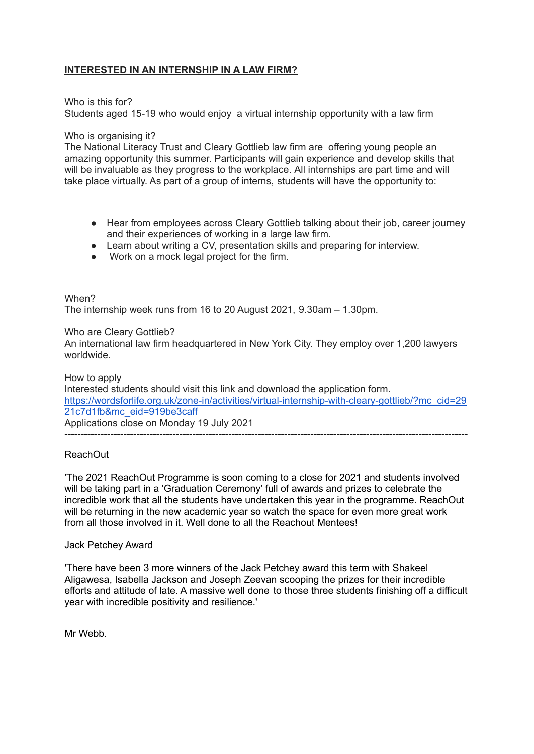**INTERESTED IN AN INTERNSHIP IN A LAW FIRM?**

Who is this for?
Students aged 15-19 who would enjoy a virtual internship opportunity with a law firm

Who is organising it?
The National Literacy Trust and Cleary Gottlieb law firm are offering young people an amazing opportunity this summer. Participants will gain experience and develop skills that will be invaluable as they progress to the workplace. All internships are part time and will take place virtually. As part of a group of interns, students will have the opportunity to:

- Hear from employees across Cleary Gottlieb talking about their job, career journey and their experiences of working in a large law firm.
- Learn about writing a CV, presentation skills and preparing for interview.
- Work on a mock legal project for the firm.

When?
The internship week runs from 16 to 20 August 2021, 9.30am – 1.30pm.

Who are Cleary Gottlieb?
An international law firm headquartered in New York City. They employ over 1,200 lawyers worldwide.

How to apply
Interested students should visit this link and download the application form.
[https://wordsforlife.org.uk/zone-in/activities/virtual-internship-with-cleary-gottlieb/?mc_cid=2921c7d1fb&mc_eid=919be3caff](https://wordsforlife.org.uk/zone-in/activities/virtual-internship-with-cleary-gottlieb/?mc_cid=2921c7d1fb&mc_eid=919be3caff)
Applications close on Monday 19 July 2021

---

ReachOut

'The 2021 ReachOut Programme is soon coming to a close for 2021 and students involved will be taking part in a 'Graduation Ceremony' full of awards and prizes to celebrate the incredible work that all the students have undertaken this year in the programme. ReachOut will be returning in the new academic year so watch the space for even more great work from all those involved in it. Well done to all the Reachout Mentees!

Jack Petchey Award

'There have been 3 more winners of the Jack Petchey award this term with Shakeel Aligawesa, Isabella Jackson and Joseph Zeevan scooping the prizes for their incredible efforts and attitude of late. A massive well done to those three students finishing off a difficult year with incredible positivity and resilience.'

Mr Webb.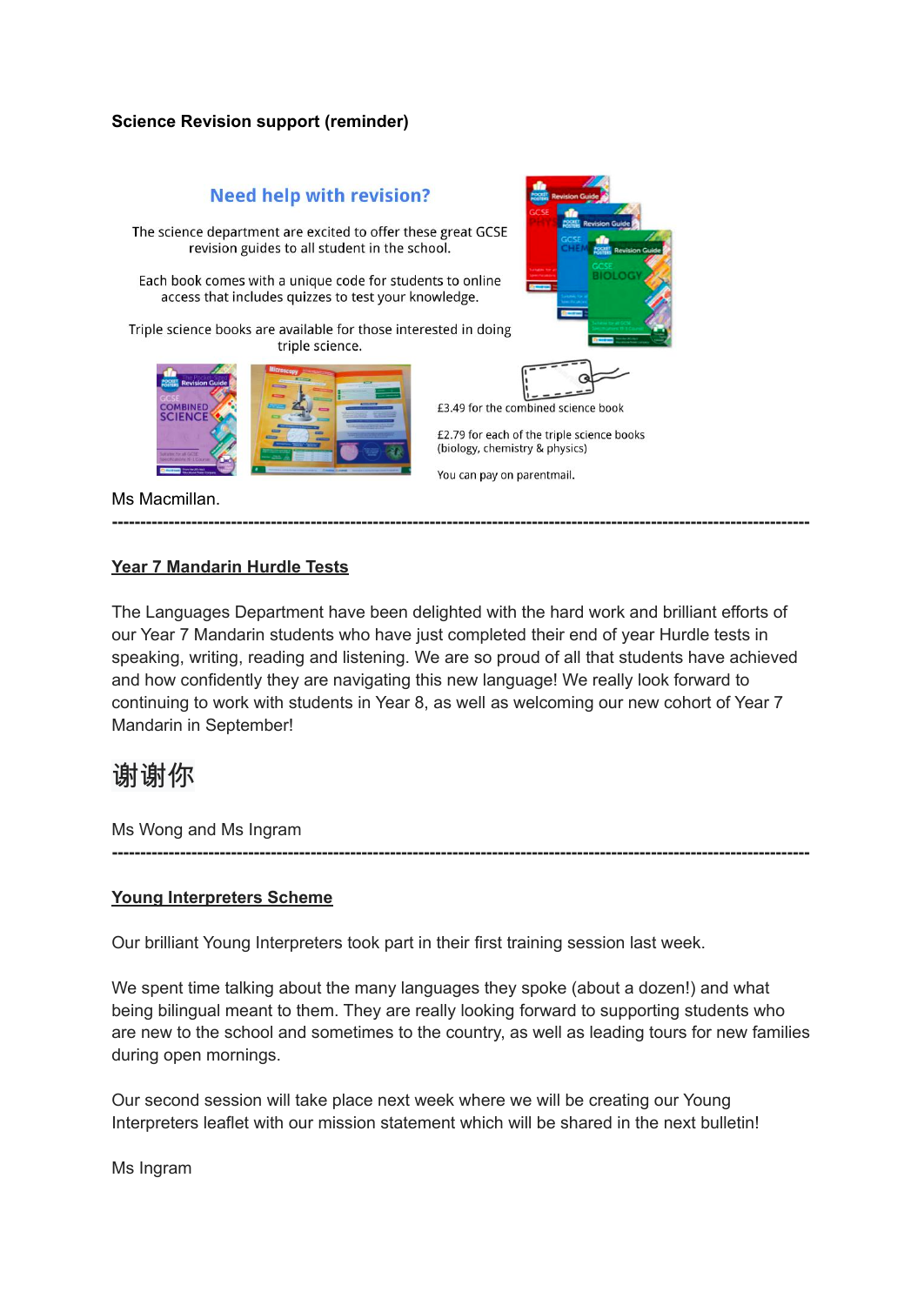**Science Revision support (reminder)**

## Need help with revision?

The science department are excited to offer these great GCSE revision guides to all student in the school.

Each book comes with a unique code for students to online access that includes quizzes to test your knowledge.

Triple science books are available for those interested in doing triple science.

£3.49 for the combined science book

£2.79 for each of the triple science books (biology, chemistry & physics)

You can pay on parentmail.

Ms Macmillan.

---

**Year 7 Mandarin Hurdle Tests**

The Languages Department have been delighted with the hard work and brilliant efforts of our Year 7 Mandarin students who have just completed their end of year Hurdle tests in speaking, writing, reading and listening. We are so proud of all that students have achieved and how confidently they are navigating this new language! We really look forward to continuing to work with students in Year 8, as well as welcoming our new cohort of Year 7 Mandarin in September!

# 谢谢你

Ms Wong and Ms Ingram

---

**Young Interpreters Scheme**

Our brilliant Young Interpreters took part in their first training session last week.

We spent time talking about the many languages they spoke (about a dozen!) and what being bilingual meant to them. They are really looking forward to supporting students who are new to the school and sometimes to the country, as well as leading tours for new families during open mornings.

Our second session will take place next week where we will be creating our Young Interpreters leaflet with our mission statement which will be shared in the next bulletin!

Ms Ingram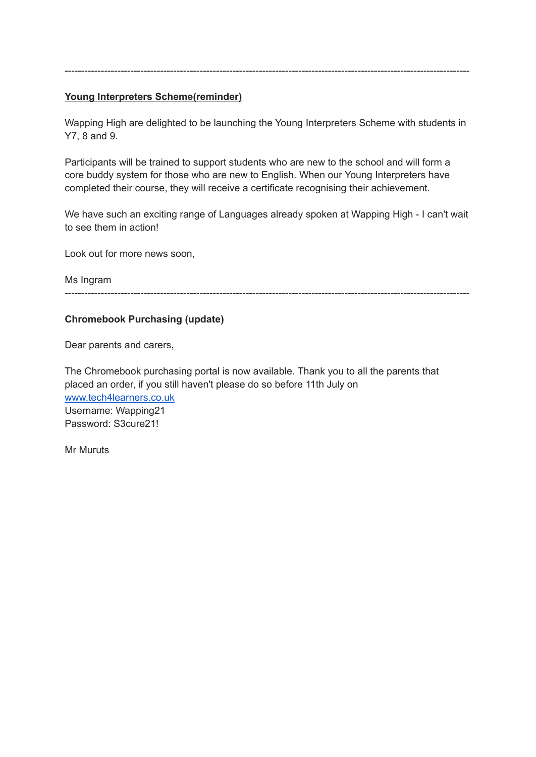---

**Young Interpreters Scheme(reminder)**

Wapping High are delighted to be launching the Young Interpreters Scheme with students in Y7, 8 and 9.

Participants will be trained to support students who are new to the school and will form a core buddy system for those who are new to English. When our Young Interpreters have completed their course, they will receive a certificate recognising their achievement.

We have such an exciting range of Languages already spoken at Wapping High - I can't wait to see them in action!

Look out for more news soon,

Ms Ingram

---

**Chromebook Purchasing (update)**

Dear parents and carers,

The Chromebook purchasing portal is now available. Thank you to all the parents that placed an order, if you still haven't please do so before 11th July on [www.tech4learners.co.uk](http://www.tech4learners.co.uk)
Username: Wapping21
Password: S3cure21!

Mr Muruts